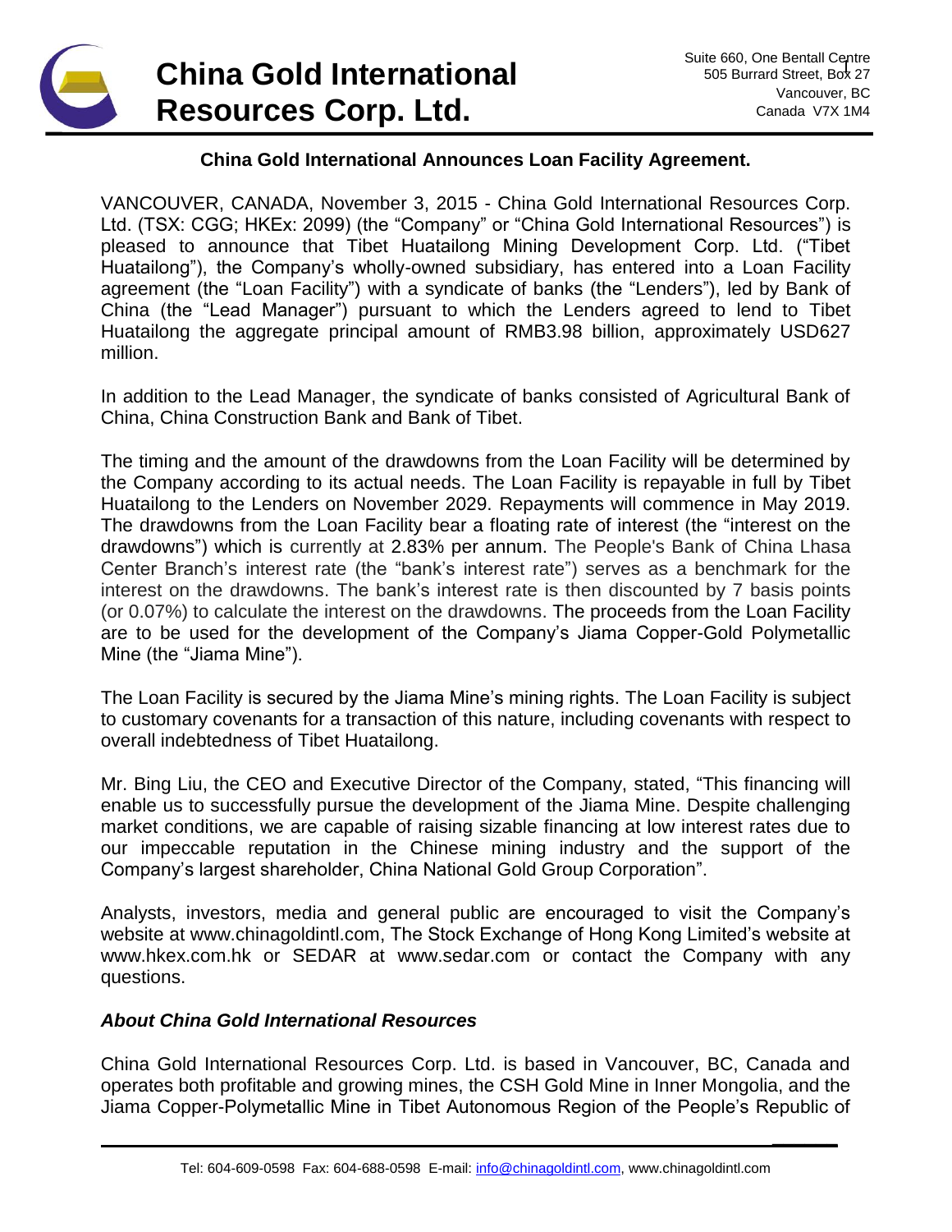# China Gold International Resources Corp. Ltd.

Suite 660, One Bentall Centre
505 Burrard Street, Box 27
Vancouver, BC
Canada V7X 1M4

## China Gold International Announces Loan Facility Agreement.

VANCOUVER, CANADA, November 3, 2015 - China Gold International Resources Corp. Ltd. (TSX: CGG; HKEx: 2099) (the "Company" or "China Gold International Resources") is pleased to announce that Tibet Huatailong Mining Development Corp. Ltd. ("Tibet Huatailong"), the Company's wholly-owned subsidiary, has entered into a Loan Facility agreement (the "Loan Facility") with a syndicate of banks (the "Lenders"), led by Bank of China (the "Lead Manager") pursuant to which the Lenders agreed to lend to Tibet Huatailong the aggregate principal amount of RMB3.98 billion, approximately USD627 million.

In addition to the Lead Manager, the syndicate of banks consisted of Agricultural Bank of China, China Construction Bank and Bank of Tibet.

The timing and the amount of the drawdowns from the Loan Facility will be determined by the Company according to its actual needs. The Loan Facility is repayable in full by Tibet Huatailong to the Lenders on November 2029. Repayments will commence in May 2019. The drawdowns from the Loan Facility bear a floating rate of interest (the "interest on the drawdowns") which is currently at 2.83% per annum. The People's Bank of China Lhasa Center Branch's interest rate (the "bank's interest rate") serves as a benchmark for the interest on the drawdowns. The bank's interest rate is then discounted by 7 basis points (or 0.07%) to calculate the interest on the drawdowns. The proceeds from the Loan Facility are to be used for the development of the Company's Jiama Copper-Gold Polymetallic Mine (the "Jiama Mine").

The Loan Facility is secured by the Jiama Mine's mining rights. The Loan Facility is subject to customary covenants for a transaction of this nature, including covenants with respect to overall indebtedness of Tibet Huatailong.

Mr. Bing Liu, the CEO and Executive Director of the Company, stated, "This financing will enable us to successfully pursue the development of the Jiama Mine. Despite challenging market conditions, we are capable of raising sizable financing at low interest rates due to our impeccable reputation in the Chinese mining industry and the support of the Company's largest shareholder, China National Gold Group Corporation".

Analysts, investors, media and general public are encouraged to visit the Company's website at www.chinagoldintl.com, The Stock Exchange of Hong Kong Limited's website at www.hkex.com.hk or SEDAR at www.sedar.com or contact the Company with any questions.

### *About China Gold International Resources*

China Gold International Resources Corp. Ltd. is based in Vancouver, BC, Canada and operates both profitable and growing mines, the CSH Gold Mine in Inner Mongolia, and the Jiama Copper-Polymetallic Mine in Tibet Autonomous Region of the People's Republic of

Tel: 604-609-0598 Fax: 604-688-0598 E-mail: info@chinagoldintl.com, www.chinagoldintl.com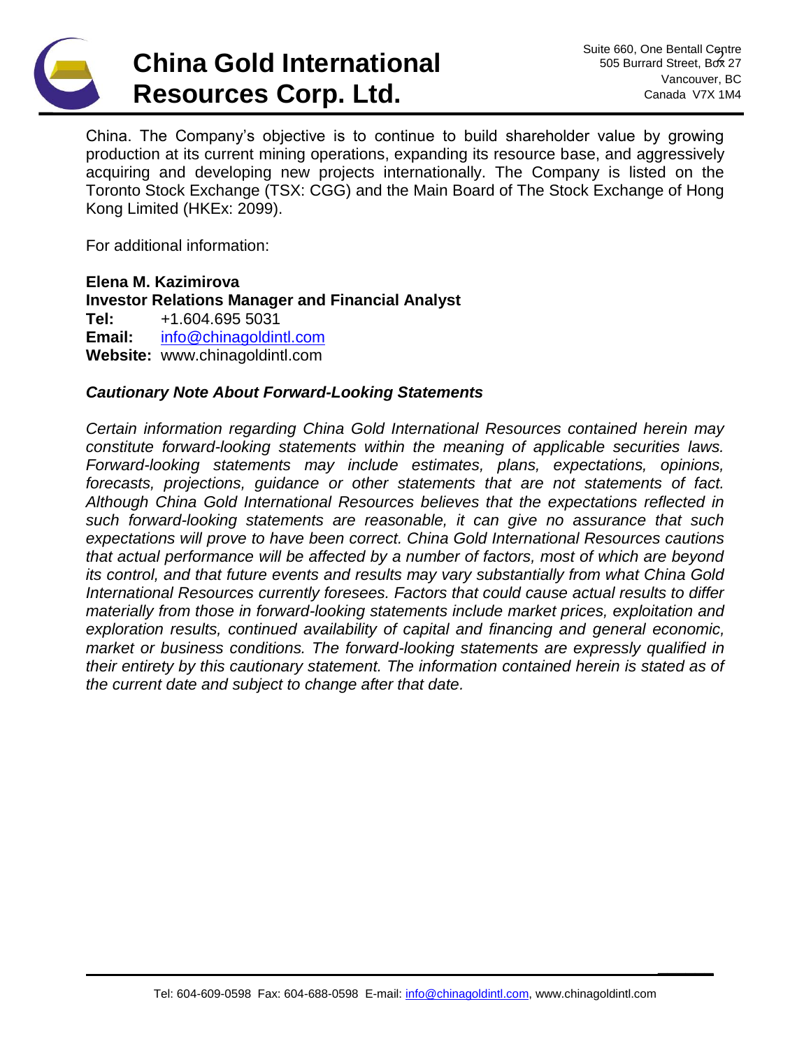China. The Company's objective is to continue to build shareholder value by growing production at its current mining operations, expanding its resource base, and aggressively acquiring and developing new projects internationally. The Company is listed on the Toronto Stock Exchange (TSX: CGG) and the Main Board of The Stock Exchange of Hong Kong Limited (HKEx: 2099).

For additional information:

**Elena M. Kazimirova**
**Investor Relations Manager and Financial Analyst**
**Tel:** +1.604.695 5031
**Email:** info@chinagoldintl.com
**Website:** www.chinagoldintl.com

***Cautionary Note About Forward-Looking Statements***

*Certain information regarding China Gold International Resources contained herein may constitute forward-looking statements within the meaning of applicable securities laws. Forward-looking statements may include estimates, plans, expectations, opinions, forecasts, projections, guidance or other statements that are not statements of fact. Although China Gold International Resources believes that the expectations reflected in such forward-looking statements are reasonable, it can give no assurance that such expectations will prove to have been correct. China Gold International Resources cautions that actual performance will be affected by a number of factors, most of which are beyond its control, and that future events and results may vary substantially from what China Gold International Resources currently foresees. Factors that could cause actual results to differ materially from those in forward-looking statements include market prices, exploitation and exploration results, continued availability of capital and financing and general economic, market or business conditions. The forward-looking statements are expressly qualified in their entirety by this cautionary statement. The information contained herein is stated as of the current date and subject to change after that date.*